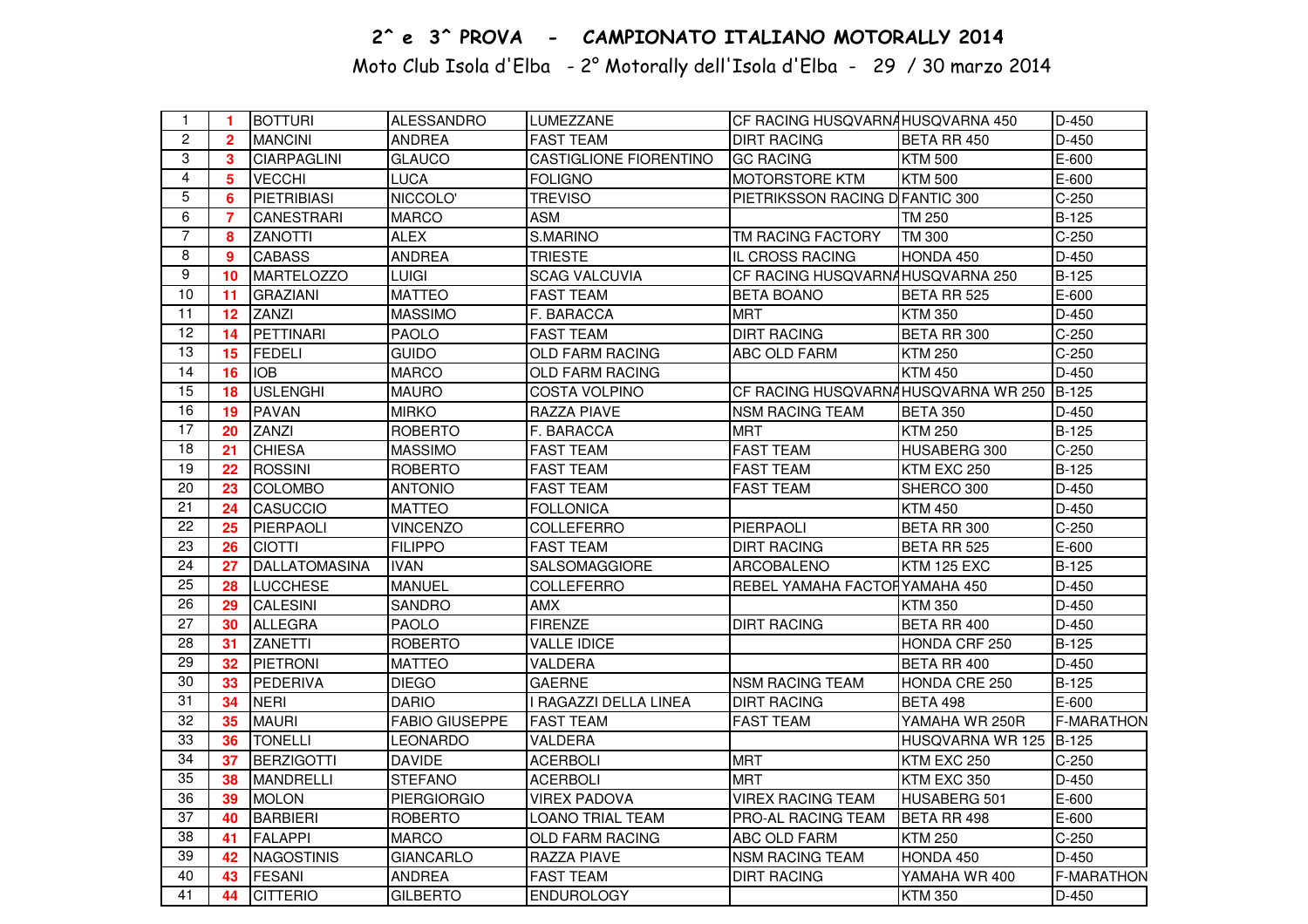# 2^ e 3^ PROVA - CAMPIONATO ITALIANO MOTORALLY 2014

Moto Club Isola d'Elba - 2° Motorally dell'Isola d'Elba - 29 / 30 marzo 2014

| | | | | | | | |
|---|---|---|---|---|---|---|---|
| 1 | 1 | BOTTURI | ALESSANDRO | LUMEZZANE | CF RACING HUSQVARNA | HUSQVARNA 450 | D-450 |
| 2 | 2 | MANCINI | ANDREA | FAST TEAM | DIRT RACING | BETA RR 450 | D-450 |
| 3 | 3 | CIARPAGLINI | GLAUCO | CASTIGLIONE FIORENTINO | GC RACING | KTM 500 | E-600 |
| 4 | 5 | VECCHI | LUCA | FOLIGNO | MOTORSTORE KTM | KTM 500 | E-600 |
| 5 | 6 | PIETRIBIASI | NICCOLO' | TREVISO | PIETRIKSSON RACING D | FANTIC 300 | C-250 |
| 6 | 7 | CANESTRARI | MARCO | ASM | | TM 250 | B-125 |
| 7 | 8 | ZANOTTI | ALEX | S.MARINO | TM RACING FACTORY | TM 300 | C-250 |
| 8 | 9 | CABASS | ANDREA | TRIESTE | IL CROSS RACING | HONDA 450 | D-450 |
| 9 | 10 | MARTELOZZO | LUIGI | SCAG VALCUVIA | CF RACING HUSQVARNA | HUSQVARNA 250 | B-125 |
| 10 | 11 | GRAZIANI | MATTEO | FAST TEAM | BETA BOANO | BETA RR 525 | E-600 |
| 11 | 12 | ZANZI | MASSIMO | F. BARACCA | MRT | KTM 350 | D-450 |
| 12 | 14 | PETTINARI | PAOLO | FAST TEAM | DIRT RACING | BETA RR 300 | C-250 |
| 13 | 15 | FEDELI | GUIDO | OLD FARM RACING | ABC OLD FARM | KTM 250 | C-250 |
| 14 | 16 | IOB | MARCO | OLD FARM RACING | | KTM 450 | D-450 |
| 15 | 18 | USLENGHI | MAURO | COSTA VOLPINO | CF RACING HUSQVARNA | HUSQVARNA WR 250 | B-125 |
| 16 | 19 | PAVAN | MIRKO | RAZZA PIAVE | NSM RACING TEAM | BETA 350 | D-450 |
| 17 | 20 | ZANZI | ROBERTO | F. BARACCA | MRT | KTM 250 | B-125 |
| 18 | 21 | CHIESA | MASSIMO | FAST TEAM | FAST TEAM | HUSABERG 300 | C-250 |
| 19 | 22 | ROSSINI | ROBERTO | FAST TEAM | FAST TEAM | KTM EXC 250 | B-125 |
| 20 | 23 | COLOMBO | ANTONIO | FAST TEAM | FAST TEAM | SHERCO 300 | D-450 |
| 21 | 24 | CASUCCIO | MATTEO | FOLLONICA | | KTM 450 | D-450 |
| 22 | 25 | PIERPAOLI | VINCENZO | COLLEFERRO | PIERPAOLI | BETA RR 300 | C-250 |
| 23 | 26 | CIOTTI | FILIPPO | FAST TEAM | DIRT RACING | BETA RR 525 | E-600 |
| 24 | 27 | DALLATOMASINA | IVAN | SALSOMAGGIORE | ARCOBALENO | KTM 125 EXC | B-125 |
| 25 | 28 | LUCCHESE | MANUEL | COLLEFERRO | REBEL YAMAHA FACTOR | YAMAHA 450 | D-450 |
| 26 | 29 | CALESINI | SANDRO | AMX | | KTM 350 | D-450 |
| 27 | 30 | ALLEGRA | PAOLO | FIRENZE | DIRT RACING | BETA RR 400 | D-450 |
| 28 | 31 | ZANETTI | ROBERTO | VALLE IDICE | | HONDA CRF 250 | B-125 |
| 29 | 32 | PIETRONI | MATTEO | VALDERA | | BETA RR 400 | D-450 |
| 30 | 33 | PEDERIVA | DIEGO | GAERNE | NSM RACING TEAM | HONDA CRE 250 | B-125 |
| 31 | 34 | NERI | DARIO | I RAGAZZI DELLA LINEA | DIRT RACING | BETA 498 | E-600 |
| 32 | 35 | MAURI | FABIO GIUSEPPE | FAST TEAM | FAST TEAM | YAMAHA WR 250R | F-MARATHON |
| 33 | 36 | TONELLI | LEONARDO | VALDERA | | HUSQVARNA WR 125 | B-125 |
| 34 | 37 | BERZIGOTTI | DAVIDE | ACERBOLI | MRT | KTM EXC 250 | C-250 |
| 35 | 38 | MANDRELLI | STEFANO | ACERBOLI | MRT | KTM EXC 350 | D-450 |
| 36 | 39 | MOLON | PIERGIORGIO | VIREX PADOVA | VIREX RACING TEAM | HUSABERG 501 | E-600 |
| 37 | 40 | BARBIERI | ROBERTO | LOANO TRIAL TEAM | PRO-AL RACING TEAM | BETA RR 498 | E-600 |
| 38 | 41 | FALAPPI | MARCO | OLD FARM RACING | ABC OLD FARM | KTM 250 | C-250 |
| 39 | 42 | NAGOSTINIS | GIANCARLO | RAZZA PIAVE | NSM RACING TEAM | HONDA 450 | D-450 |
| 40 | 43 | FESANI | ANDREA | FAST TEAM | DIRT RACING | YAMAHA WR 400 | F-MARATHON |
| 41 | 44 | CITTERIO | GILBERTO | ENDUROLOGY | | KTM 350 | D-450 |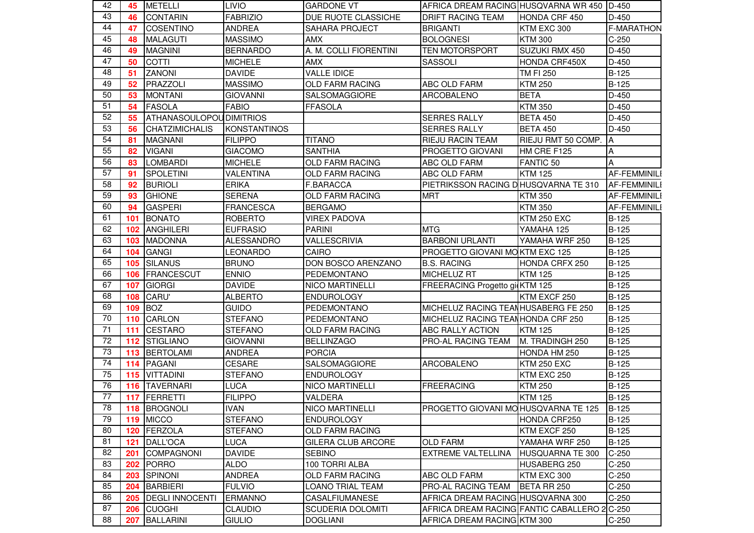| 42 | 45 | METELLI | LIVIO | GARDONE VT | AFRICA DREAM RACING | HUSQVARNA WR 450 | D-450 |
|---|---|---|---|---|---|---|---|
| 43 | 46 | CONTARIN | FABRIZIO | DUE RUOTE CLASSICHE | DRIFT RACING TEAM | HONDA CRF 450 | D-450 |
| 44 | 47 | COSENTINO | ANDREA | SAHARA PROJECT | BRIGANTI | KTM EXC 300 | F-MARATHON |
| 45 | 48 | MALAGUTI | MASSIMO | AMX | BOLOGNESI | KTM 300 | C-250 |
| 46 | 49 | MAGNINI | BERNARDO | A. M. COLLI FIORENTINI | TEN MOTORSPORT | SUZUKI RMX 450 | D-450 |
| 47 | 50 | COTTI | MICHELE | AMX | SASSOLI | HONDA CRF450X | D-450 |
| 48 | 51 | ZANONI | DAVIDE | VALLE IDICE | | TM FI 250 | B-125 |
| 49 | 52 | PRAZZOLI | MASSIMO | OLD FARM RACING | ABC OLD FARM | KTM 250 | B-125 |
| 50 | 53 | MONTANI | GIOVANNI | SALSOMAGGIORE | ARCOBALENO | BETA | D-450 |
| 51 | 54 | FASOLA | FABIO | FFASOLA | | KTM 350 | D-450 |
| 52 | 55 | ATHANASOULOPOU | DIMITRIOS | | SERRES RALLY | BETA 450 | D-450 |
| 53 | 56 | CHATZIMICHALIS | KONSTANTINOS | | SERRES RALLY | BETA 450 | D-450 |
| 54 | 81 | MAGNANI | FILIPPO | TITANO | RIEJU RACIN TEAM | RIEJU RMT 50 COMP. | A |
| 55 | 82 | VIGANI | GIACOMO | SANTHIA | PROGETTO GIOVANI | HM CRE F125 | A |
| 56 | 83 | LOMBARDI | MICHELE | OLD FARM RACING | ABC OLD FARM | FANTIC 50 | A |
| 57 | 91 | SPOLETINI | VALENTINA | OLD FARM RACING | ABC OLD FARM | KTM 125 | AF-FEMMINILI |
| 58 | 92 | BURIOLI | ERIKA | F.BARACCA | PIETRIKSSON RACING D | HUSQVARNA TE 310 | AF-FEMMINILI |
| 59 | 93 | GHIONE | SERENA | OLD FARM RACING | MRT | KTM 350 | AF-FEMMINILI |
| 60 | 94 | GASPERI | FRANCESCA | BERGAMO | | KTM 350 | AF-FEMMINILI |
| 61 | 101 | BONATO | ROBERTO | VIREX PADOVA | | KTM 250 EXC | B-125 |
| 62 | 102 | ANGHILERI | EUFRASIO | PARINI | MTG | YAMAHA 125 | B-125 |
| 63 | 103 | MADONNA | ALESSANDRO | VALLESCRIVIA | BARBONI URLANTI | YAMAHA WRF 250 | B-125 |
| 64 | 104 | GANGI | LEONARDO | CAIRO | PROGETTO GIOVANI MO | KTM EXC 125 | B-125 |
| 65 | 105 | SILANUS | BRUNO | DON BOSCO ARENZANO | B.S. RACING | HONDA CRFX 250 | B-125 |
| 66 | 106 | FRANCESCUT | ENNIO | PEDEMONTANO | MICHELUZ RT | KTM 125 | B-125 |
| 67 | 107 | GIORGI | DAVIDE | NICO MARTINELLI | FREERACING Progetto gi | KTM 125 | B-125 |
| 68 | 108 | CARU' | ALBERTO | ENDUROLOGY | | KTM EXCF 250 | B-125 |
| 69 | 109 | BOZ | GUIDO | PEDEMONTANO | MICHELUZ RACING TEAM | HUSABERG FE 250 | B-125 |
| 70 | 110 | CARLON | STEFANO | PEDEMONTANO | MICHELUZ RACING TEAM | HONDA CRF 250 | B-125 |
| 71 | 111 | CESTARO | STEFANO | OLD FARM RACING | ABC RALLY ACTION | KTM 125 | B-125 |
| 72 | 112 | STIGLIANO | GIOVANNI | BELLINZAGO | PRO-AL RACING TEAM | M. TRADINGH 250 | B-125 |
| 73 | 113 | BERTOLAMI | ANDREA | PORCIA | | HONDA HM 250 | B-125 |
| 74 | 114 | PAGANI | CESARE | SALSOMAGGIORE | ARCOBALENO | KTM 250 EXC | B-125 |
| 75 | 115 | VITTADINI | STEFANO | ENDUROLOGY | | KTM EXC 250 | B-125 |
| 76 | 116 | TAVERNARI | LUCA | NICO MARTINELLI | FREERACING | KTM 250 | B-125 |
| 77 | 117 | FERRETTI | FILIPPO | VALDERA | | KTM 125 | B-125 |
| 78 | 118 | BROGNOLI | IVAN | NICO MARTINELLI | PROGETTO GIOVANI MO | HUSQVARNA TE 125 | B-125 |
| 79 | 119 | MICCO | STEFANO | ENDUROLOGY | | HONDA CRF250 | B-125 |
| 80 | 120 | FERZOLA | STEFANO | OLD FARM RACING | | KTM EXCF 250 | B-125 |
| 81 | 121 | DALL'OCA | LUCA | GILERA CLUB ARCORE | OLD FARM | YAMAHA WRF 250 | B-125 |
| 82 | 201 | COMPAGNONI | DAVIDE | SEBINO | EXTREME VALTELLINA | HUSQUARNA TE 300 | C-250 |
| 83 | 202 | PORRO | ALDO | 100 TORRI ALBA | | HUSABERG 250 | C-250 |
| 84 | 203 | SPINONI | ANDREA | OLD FARM RACING | ABC OLD FARM | KTM EXC 300 | C-250 |
| 85 | 204 | BARBIERI | FULVIO | LOANO TRIAL TEAM | PRO-AL RACING TEAM | BETA RR 250 | C-250 |
| 86 | 205 | DEGLI INNOCENTI | ERMANNO | CASALFIUMANESE | AFRICA DREAM RACING | HUSQVARNA 300 | C-250 |
| 87 | 206 | CUOGHI | CLAUDIO | SCUDERIA DOLOMITI | AFRICA DREAM RACING | FANTIC CABALLERO 2 | C-250 |
| 88 | 207 | BALLARINI | GIULIO | DOGLIANI | AFRICA DREAM RACING | KTM 300 | C-250 |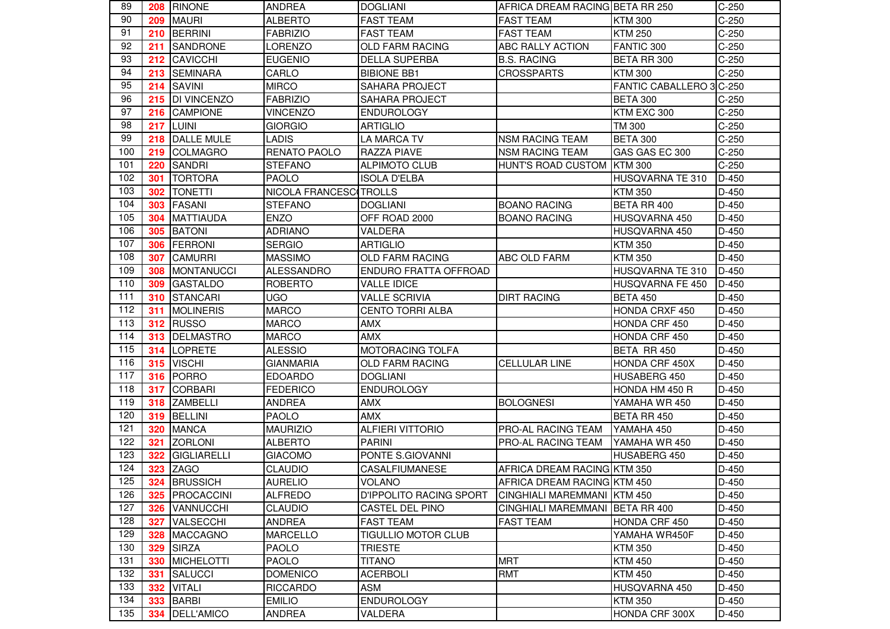| | | | | | | | |
|---|---|---|---|---|---|---|---|
| 89 | **208** | RINONE | ANDREA | DOGLIANI | AFRICA DREAM RACING | BETA RR 250 | C-250 |
| 90 | **209** | MAURI | ALBERTO | FAST TEAM | FAST TEAM | KTM 300 | C-250 |
| 91 | **210** | BERRINI | FABRIZIO | FAST TEAM | FAST TEAM | KTM 250 | C-250 |
| 92 | **211** | SANDRONE | LORENZO | OLD FARM RACING | ABC RALLY ACTION | FANTIC 300 | C-250 |
| 93 | **212** | CAVICCHI | EUGENIO | DELLA SUPERBA | B.S. RACING | BETA RR 300 | C-250 |
| 94 | **213** | SEMINARA | CARLO | BIBIONE BB1 | CROSSPARTS | KTM 300 | C-250 |
| 95 | **214** | SAVINI | MIRCO | SAHARA PROJECT | | FANTIC CABALLERO 3 | C-250 |
| 96 | **215** | DI VINCENZO | FABRIZIO | SAHARA PROJECT | | BETA 300 | C-250 |
| 97 | **216** | CAMPIONE | VINCENZO | ENDUROLOGY | | KTM EXC 300 | C-250 |
| 98 | **217** | LUINI | GIORGIO | ARTIGLIO | | TM 300 | C-250 |
| 99 | **218** | DALLE MULE | LADIS | LA MARCA TV | NSM RACING TEAM | BETA 300 | C-250 |
| 100 | **219** | COLMAGRO | RENATO PAOLO | RAZZA PIAVE | NSM RACING TEAM | GAS GAS EC 300 | C-250 |
| 101 | **220** | SANDRI | STEFANO | ALPIMOTO CLUB | HUNT'S ROAD CUSTOM | KTM 300 | C-250 |
| 102 | **301** | TORTORA | PAOLO | ISOLA D'ELBA | | HUSQVARNA TE 310 | D-450 |
| 103 | **302** | TONETTI | NICOLA FRANCESCO | TROLLS | | KTM 350 | D-450 |
| 104 | **303** | FASANI | STEFANO | DOGLIANI | BOANO RACING | BETA RR 400 | D-450 |
| 105 | **304** | MATTIAUDA | ENZO | OFF ROAD 2000 | BOANO RACING | HUSQVARNA 450 | D-450 |
| 106 | **305** | BATONI | ADRIANO | VALDERA | | HUSQVARNA 450 | D-450 |
| 107 | **306** | FERRONI | SERGIO | ARTIGLIO | | KTM 350 | D-450 |
| 108 | **307** | CAMURRI | MASSIMO | OLD FARM RACING | ABC OLD FARM | KTM 350 | D-450 |
| 109 | **308** | MONTANUCCI | ALESSANDRO | ENDURO FRATTA OFFROAD | | HUSQVARNA TE 310 | D-450 |
| 110 | **309** | GASTALDO | ROBERTO | VALLE IDICE | | HUSQVARNA FE 450 | D-450 |
| 111 | **310** | STANCARI | UGO | VALLE SCRIVIA | DIRT RACING | BETA 450 | D-450 |
| 112 | **311** | MOLINERIS | MARCO | CENTO TORRI ALBA | | HONDA CRXF 450 | D-450 |
| 113 | **312** | RUSSO | MARCO | AMX | | HONDA CRF 450 | D-450 |
| 114 | **313** | DELMASTRO | MARCO | AMX | | HONDA CRF 450 | D-450 |
| 115 | **314** | LOPRETE | ALESSIO | MOTORACING TOLFA | | BETA RR 450 | D-450 |
| 116 | **315** | VISCHI | GIANMARIA | OLD FARM RACING | CELLULAR LINE | HONDA CRF 450X | D-450 |
| 117 | **316** | PORRO | EDOARDO | DOGLIANI | | HUSABERG 450 | D-450 |
| 118 | **317** | CORBARI | FEDERICO | ENDUROLOGY | | HONDA HM 450 R | D-450 |
| 119 | **318** | ZAMBELLI | ANDREA | AMX | BOLOGNESI | YAMAHA WR 450 | D-450 |
| 120 | **319** | BELLINI | PAOLO | AMX | | BETA RR 450 | D-450 |
| 121 | **320** | MANCA | MAURIZIO | ALFIERI VITTORIO | PRO-AL RACING TEAM | YAMAHA 450 | D-450 |
| 122 | **321** | ZORLONI | ALBERTO | PARINI | PRO-AL RACING TEAM | YAMAHA WR 450 | D-450 |
| 123 | **322** | GIGLIARELLI | GIACOMO | PONTE S.GIOVANNI | | HUSABERG 450 | D-450 |
| 124 | **323** | ZAGO | CLAUDIO | CASALFIUMANESE | AFRICA DREAM RACING | KTM 350 | D-450 |
| 125 | **324** | BRUSSICH | AURELIO | VOLANO | AFRICA DREAM RACING | KTM 450 | D-450 |
| 126 | **325** | PROCACCINI | ALFREDO | D'IPPOLITO RACING SPORT | CINGHIALI MAREMMANI | KTM 450 | D-450 |
| 127 | **326** | VANNUCCHI | CLAUDIO | CASTEL DEL PINO | CINGHIALI MAREMMANI | BETA RR 400 | D-450 |
| 128 | **327** | VALSECCHI | ANDREA | FAST TEAM | FAST TEAM | HONDA CRF 450 | D-450 |
| 129 | **328** | MACCAGNO | MARCELLO | TIGULLIO MOTOR CLUB | | YAMAHA WR450F | D-450 |
| 130 | **329** | SIRZA | PAOLO | TRIESTE | | KTM 350 | D-450 |
| 131 | **330** | MICHELOTTI | PAOLO | TITANO | MRT | KTM 450 | D-450 |
| 132 | **331** | SALUCCI | DOMENICO | ACERBOLI | RMT | KTM 450 | D-450 |
| 133 | **332** | VITALI | RICCARDO | ASM | | HUSQVARNA 450 | D-450 |
| 134 | **333** | BARBI | EMILIO | ENDUROLOGY | | KTM 350 | D-450 |
| 135 | **334** | DELL'AMICO | ANDREA | VALDERA | | HONDA CRF 300X | D-450 |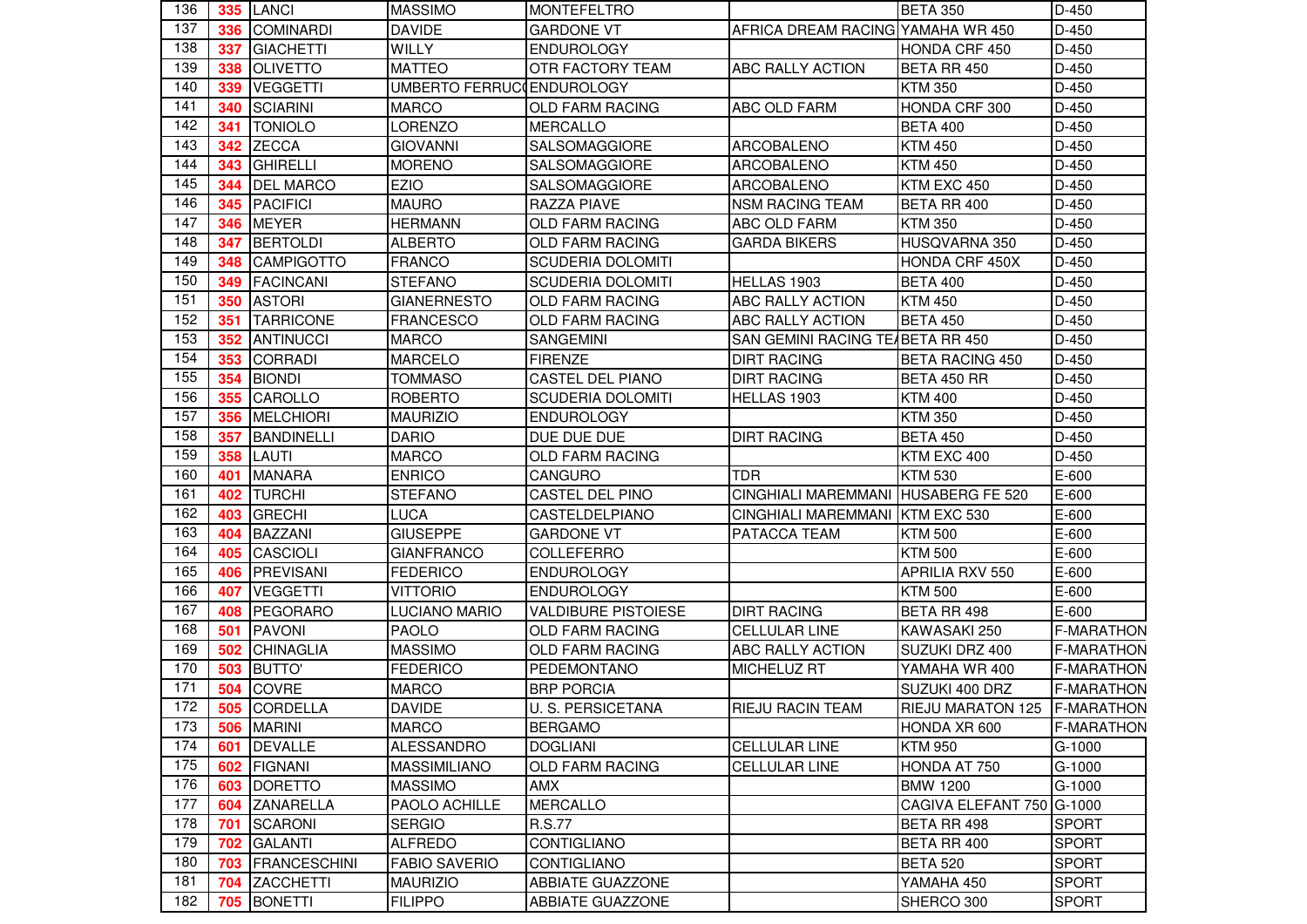| | | | | | | | |
|---|---|---|---|---|---|---|---|
| 136 | 335 | LANCI | MASSIMO | MONTEFELTRO | | BETA 350 | D-450 |
| 137 | 336 | COMINARDI | DAVIDE | GARDONE VT | AFRICA DREAM RACING | YAMAHA WR 450 | D-450 |
| 138 | 337 | GIACHETTI | WILLY | ENDUROLOGY | | HONDA CRF 450 | D-450 |
| 139 | 338 | OLIVETTO | MATTEO | OTR FACTORY TEAM | ABC RALLY ACTION | BETA RR 450 | D-450 |
| 140 | 339 | VEGGETTI | UMBERTO FERRUC | ENDUROLOGY | | KTM 350 | D-450 |
| 141 | 340 | SCIARINI | MARCO | OLD FARM RACING | ABC OLD FARM | HONDA CRF 300 | D-450 |
| 142 | 341 | TONIOLO | LORENZO | MERCALLO | | BETA 400 | D-450 |
| 143 | 342 | ZECCA | GIOVANNI | SALSOMAGGIORE | ARCOBALENO | KTM 450 | D-450 |
| 144 | 343 | GHIRELLI | MORENO | SALSOMAGGIORE | ARCOBALENO | KTM 450 | D-450 |
| 145 | 344 | DEL MARCO | EZIO | SALSOMAGGIORE | ARCOBALENO | KTM EXC 450 | D-450 |
| 146 | 345 | PACIFICI | MAURO | RAZZA PIAVE | NSM RACING TEAM | BETA RR 400 | D-450 |
| 147 | 346 | MEYER | HERMANN | OLD FARM RACING | ABC OLD FARM | KTM 350 | D-450 |
| 148 | 347 | BERTOLDI | ALBERTO | OLD FARM RACING | GARDA BIKERS | HUSQVARNA 350 | D-450 |
| 149 | 348 | CAMPIGOTTO | FRANCO | SCUDERIA DOLOMITI | | HONDA CRF 450X | D-450 |
| 150 | 349 | FACINCANI | STEFANO | SCUDERIA DOLOMITI | HELLAS 1903 | BETA 400 | D-450 |
| 151 | 350 | ASTORI | GIANERNESTO | OLD FARM RACING | ABC RALLY ACTION | KTM 450 | D-450 |
| 152 | 351 | TARRICONE | FRANCESCO | OLD FARM RACING | ABC RALLY ACTION | BETA 450 | D-450 |
| 153 | 352 | ANTINUCCI | MARCO | SANGEMINI | SAN GEMINI RACING TE | BETA RR 450 | D-450 |
| 154 | 353 | CORRADI | MARCELO | FIRENZE | DIRT RACING | BETA RACING 450 | D-450 |
| 155 | 354 | BIONDI | TOMMASO | CASTEL DEL PIANO | DIRT RACING | BETA 450 RR | D-450 |
| 156 | 355 | CAROLLO | ROBERTO | SCUDERIA DOLOMITI | HELLAS 1903 | KTM 400 | D-450 |
| 157 | 356 | MELCHIORI | MAURIZIO | ENDUROLOGY | | KTM 350 | D-450 |
| 158 | 357 | BANDINELLI | DARIO | DUE DUE DUE | DIRT RACING | BETA 450 | D-450 |
| 159 | 358 | LAUTI | MARCO | OLD FARM RACING | | KTM EXC 400 | D-450 |
| 160 | 401 | MANARA | ENRICO | CANGURO | TDR | KTM 530 | E-600 |
| 161 | 402 | TURCHI | STEFANO | CASTEL DEL PINO | CINGHIALI MAREMMANI | HUSABERG FE 520 | E-600 |
| 162 | 403 | GRECHI | LUCA | CASTELDELPIANO | CINGHIALI MAREMMANI | KTM EXC 530 | E-600 |
| 163 | 404 | BAZZANI | GIUSEPPE | GARDONE VT | PATACCA TEAM | KTM 500 | E-600 |
| 164 | 405 | CASCIOLI | GIANFRANCO | COLLEFERRO | | KTM 500 | E-600 |
| 165 | 406 | PREVISANI | FEDERICO | ENDUROLOGY | | APRILIA RXV 550 | E-600 |
| 166 | 407 | VEGGETTI | VITTORIO | ENDUROLOGY | | KTM 500 | E-600 |
| 167 | 408 | PEGORARO | LUCIANO MARIO | VALDIBURE PISTOIESE | DIRT RACING | BETA RR 498 | E-600 |
| 168 | 501 | PAVONI | PAOLO | OLD FARM RACING | CELLULAR LINE | KAWASAKI 250 | F-MARATHON |
| 169 | 502 | CHINAGLIA | MASSIMO | OLD FARM RACING | ABC RALLY ACTION | SUZUKI DRZ 400 | F-MARATHON |
| 170 | 503 | BUTTO' | FEDERICO | PEDEMONTANO | MICHELUZ RT | YAMAHA WR 400 | F-MARATHON |
| 171 | 504 | COVRE | MARCO | BRP PORCIA | | SUZUKI 400 DRZ | F-MARATHON |
| 172 | 505 | CORDELLA | DAVIDE | U. S. PERSICETANA | RIEJU RACIN TEAM | RIEJU MARATON 125 | F-MARATHON |
| 173 | 506 | MARINI | MARCO | BERGAMO | | HONDA XR 600 | F-MARATHON |
| 174 | 601 | DEVALLE | ALESSANDRO | DOGLIANI | CELLULAR LINE | KTM 950 | G-1000 |
| 175 | 602 | FIGNANI | MASSIMILIANO | OLD FARM RACING | CELLULAR LINE | HONDA AT 750 | G-1000 |
| 176 | 603 | DORETTO | MASSIMO | AMX | | BMW 1200 | G-1000 |
| 177 | 604 | ZANARELLA | PAOLO ACHILLE | MERCALLO | | CAGIVA ELEFANT 750 | G-1000 |
| 178 | 701 | SCARONI | SERGIO | R.S.77 | | BETA RR 498 | SPORT |
| 179 | 702 | GALANTI | ALFREDO | CONTIGLIANO | | BETA RR 400 | SPORT |
| 180 | 703 | FRANCESCHINI | FABIO SAVERIO | CONTIGLIANO | | BETA 520 | SPORT |
| 181 | 704 | ZACCHETTI | MAURIZIO | ABBIATE GUAZZONE | | YAMAHA 450 | SPORT |
| 182 | 705 | BONETTI | FILIPPO | ABBIATE GUAZZONE | | SHERCO 300 | SPORT |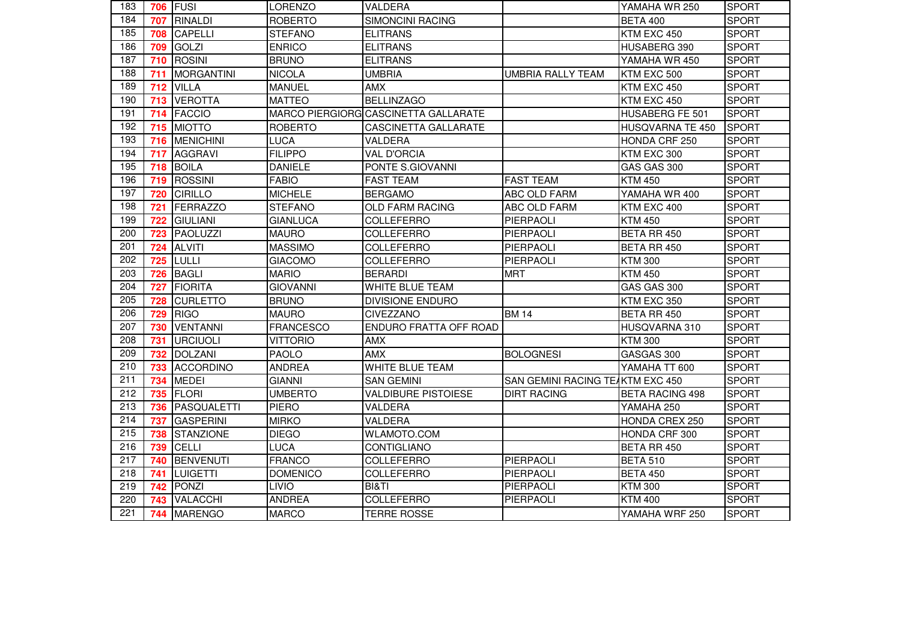| | | | | | | | |
|---|---|---|---|---|---|---|---|
| 183 | **706** | FUSI | LORENZO | VALDERA | | YAMAHA WR 250 | SPORT |
| 184 | **707** | RINALDI | ROBERTO | SIMONCINI RACING | | BETA 400 | SPORT |
| 185 | **708** | CAPELLI | STEFANO | ELITRANS | | KTM EXC 450 | SPORT |
| 186 | **709** | GOLZI | ENRICO | ELITRANS | | HUSABERG 390 | SPORT |
| 187 | **710** | ROSINI | BRUNO | ELITRANS | | YAMAHA WR 450 | SPORT |
| 188 | **711** | MORGANTINI | NICOLA | UMBRIA | UMBRIA RALLY TEAM | KTM EXC 500 | SPORT |
| 189 | **712** | VILLA | MANUEL | AMX | | KTM EXC 450 | SPORT |
| 190 | **713** | VEROTTA | MATTEO | BELLINZAGO | | KTM EXC 450 | SPORT |
| 191 | **714** | FACCIO | MARCO PIERGIORG | CASCINETTA GALLARATE | | HUSABERG FE 501 | SPORT |
| 192 | **715** | MIOTTO | ROBERTO | CASCINETTA GALLARATE | | HUSQVARNA TE 450 | SPORT |
| 193 | **716** | MENICHINI | LUCA | VALDERA | | HONDA CRF 250 | SPORT |
| 194 | **717** | AGGRAVI | FILIPPO | VAL D'ORCIA | | KTM EXC 300 | SPORT |
| 195 | **718** | BOILA | DANIELE | PONTE S.GIOVANNI | | GAS GAS 300 | SPORT |
| 196 | **719** | ROSSINI | FABIO | FAST TEAM | FAST TEAM | KTM 450 | SPORT |
| 197 | **720** | CIRILLO | MICHELE | BERGAMO | ABC OLD FARM | YAMAHA WR 400 | SPORT |
| 198 | **721** | FERRAZZO | STEFANO | OLD FARM RACING | ABC OLD FARM | KTM EXC 400 | SPORT |
| 199 | **722** | GIULIANI | GIANLUCA | COLLEFERRO | PIERPAOLI | KTM 450 | SPORT |
| 200 | **723** | PAOLUZZI | MAURO | COLLEFERRO | PIERPAOLI | BETA RR 450 | SPORT |
| 201 | **724** | ALVITI | MASSIMO | COLLEFERRO | PIERPAOLI | BETA RR 450 | SPORT |
| 202 | **725** | LULLI | GIACOMO | COLLEFERRO | PIERPAOLI | KTM 300 | SPORT |
| 203 | **726** | BAGLI | MARIO | BERARDI | MRT | KTM 450 | SPORT |
| 204 | **727** | FIORITA | GIOVANNI | WHITE BLUE TEAM | | GAS GAS 300 | SPORT |
| 205 | **728** | CURLETTO | BRUNO | DIVISIONE ENDURO | | KTM EXC 350 | SPORT |
| 206 | **729** | RIGO | MAURO | CIVEZZANO | BM 14 | BETA RR 450 | SPORT |
| 207 | **730** | VENTANNI | FRANCESCO | ENDURO FRATTA OFF ROAD | | HUSQVARNA 310 | SPORT |
| 208 | **731** | URCIUOLI | VITTORIO | AMX | | KTM 300 | SPORT |
| 209 | **732** | DOLZANI | PAOLO | AMX | BOLOGNESI | GASGAS 300 | SPORT |
| 210 | **733** | ACCORDINO | ANDREA | WHITE BLUE TEAM | | YAMAHA TT 600 | SPORT |
| 211 | **734** | MEDEI | GIANNI | SAN GEMINI | SAN GEMINI RACING TE | KTM EXC 450 | SPORT |
| 212 | **735** | FLORI | UMBERTO | VALDIBURE PISTOIESE | DIRT RACING | BETA RACING 498 | SPORT |
| 213 | **736** | PASQUALETTI | PIERO | VALDERA | | YAMAHA 250 | SPORT |
| 214 | **737** | GASPERINI | MIRKO | VALDERA | | HONDA CREX 250 | SPORT |
| 215 | **738** | STANZIONE | DIEGO | WLAMOTO.COM | | HONDA CRF 300 | SPORT |
| 216 | **739** | CELLI | LUCA | CONTIGLIANO | | BETA RR 450 | SPORT |
| 217 | **740** | BENVENUTI | FRANCO | COLLEFERRO | PIERPAOLI | BETA 510 | SPORT |
| 218 | **741** | LUIGETTI | DOMENICO | COLLEFERRO | PIERPAOLI | BETA 450 | SPORT |
| 219 | **742** | PONZI | LIVIO | BI&TI | PIERPAOLI | KTM 300 | SPORT |
| 220 | **743** | VALACCHI | ANDREA | COLLEFERRO | PIERPAOLI | KTM 400 | SPORT |
| 221 | **744** | MARENGO | MARCO | TERRE ROSSE | | YAMAHA WRF 250 | SPORT |